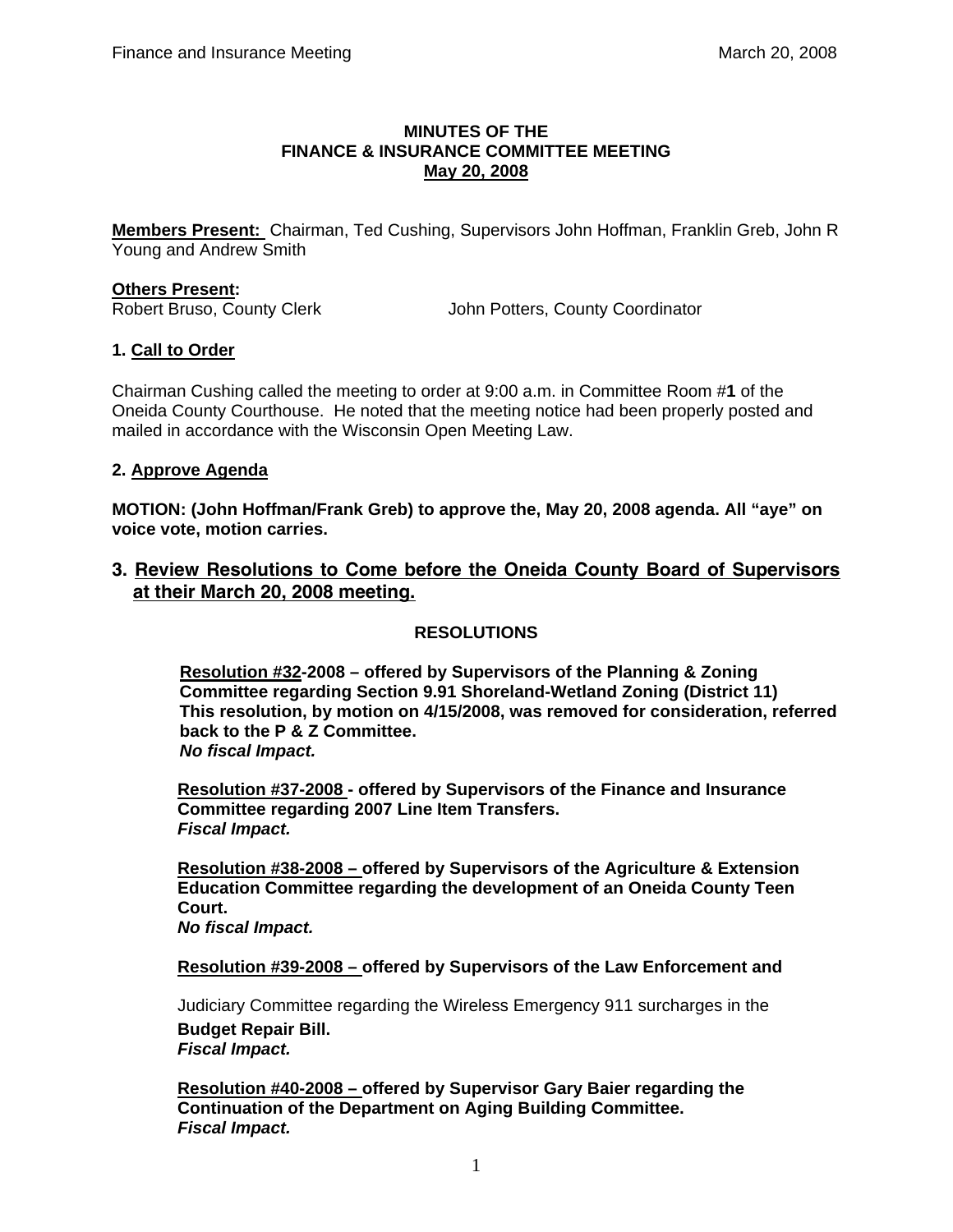**MINUTES OF THE**
**FINANCE & INSURANCE COMMITTEE MEETING**
**May 20, 2008**

**Members Present:** Chairman, Ted Cushing, Supervisors John Hoffman, Franklin Greb, John R Young and Andrew Smith

**Others Present:**
Robert Bruso, County Clerk John Potters, County Coordinator

**1. Call to Order**

Chairman Cushing called the meeting to order at 9:00 a.m. in Committee Room #**1** of the Oneida County Courthouse. He noted that the meeting notice had been properly posted and mailed in accordance with the Wisconsin Open Meeting Law.

**2. Approve Agenda**

**MOTION: (John Hoffman/Frank Greb) to approve the, May 20, 2008 agenda. All "aye" on voice vote, motion carries.**

## 3. Review Resolutions to Come before the Oneida County Board of Supervisors at their March 20, 2008 meeting.

**RESOLUTIONS**

**Resolution #32-2008 – offered by Supervisors of the Planning & Zoning Committee regarding Section 9.91 Shoreland-Wetland Zoning (District 11) This resolution, by motion on 4/15/2008, was removed for consideration, referred back to the P & Z Committee.**
***No fiscal Impact.***

**Resolution #37-2008 - offered by Supervisors of the Finance and Insurance Committee regarding 2007 Line Item Transfers.**
***Fiscal Impact.***

**Resolution #38-2008 – offered by Supervisors of the Agriculture & Extension Education Committee regarding the development of an Oneida County Teen Court.**
***No fiscal Impact.***

**Resolution #39-2008 – offered by Supervisors of the Law Enforcement and**

Judiciary Committee regarding the Wireless Emergency 911 surcharges in the
**Budget Repair Bill.**
***Fiscal Impact.***

**Resolution #40-2008 – offered by Supervisor Gary Baier regarding the Continuation of the Department on Aging Building Committee.**
***Fiscal Impact.***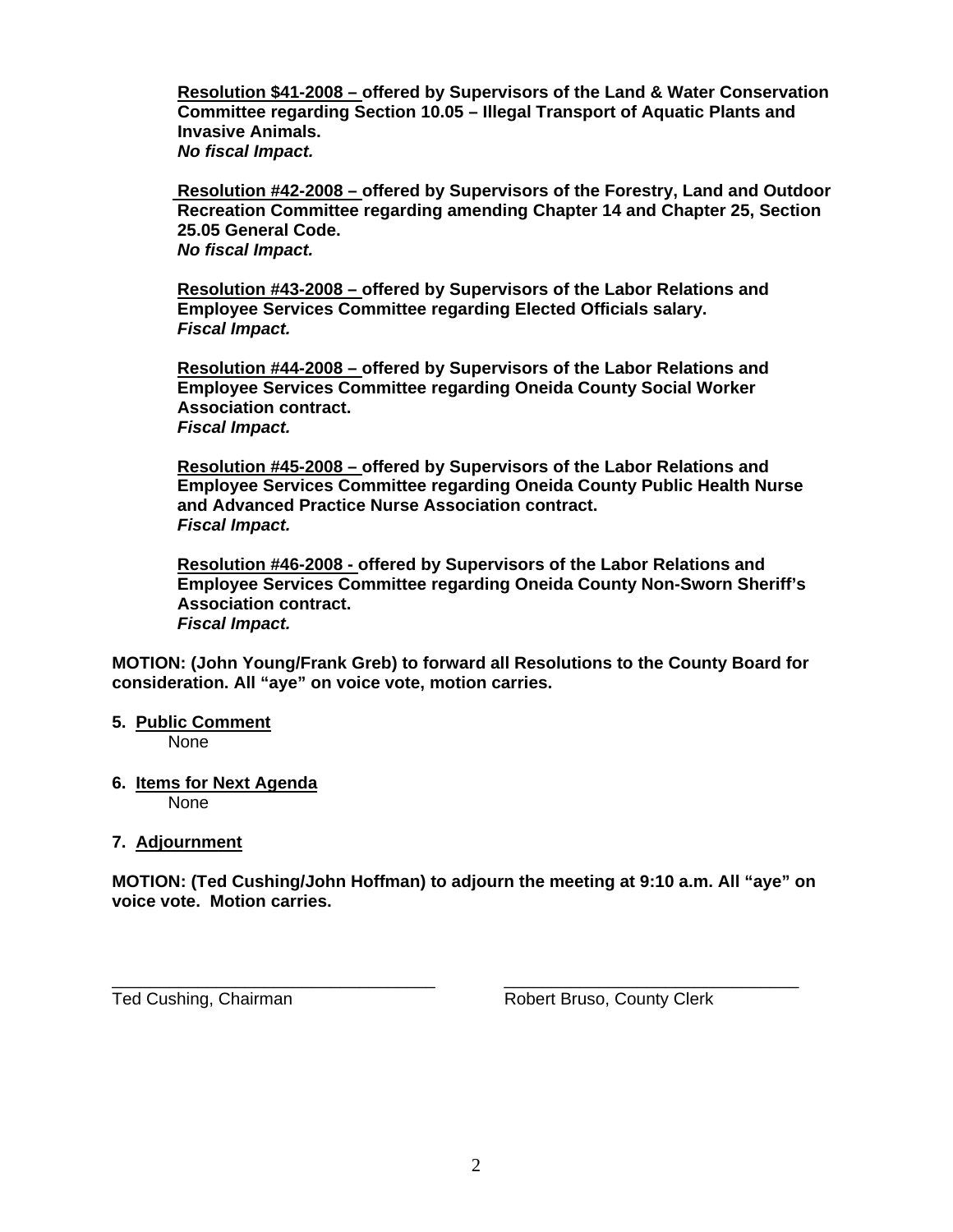**Resolution $41-2008 – offered by Supervisors of the Land & Water Conservation Committee regarding Section 10.05 – Illegal Transport of Aquatic Plants and Invasive Animals.**
***No fiscal Impact.***

**Resolution #42-2008 – offered by Supervisors of the Forestry, Land and Outdoor Recreation Committee regarding amending Chapter 14 and Chapter 25, Section 25.05 General Code.**
***No fiscal Impact.***

**Resolution #43-2008 – offered by Supervisors of the Labor Relations and Employee Services Committee regarding Elected Officials salary.**
***Fiscal Impact.***

**Resolution #44-2008 – offered by Supervisors of the Labor Relations and Employee Services Committee regarding Oneida County Social Worker Association contract.**
***Fiscal Impact.***

**Resolution #45-2008 – offered by Supervisors of the Labor Relations and Employee Services Committee regarding Oneida County Public Health Nurse and Advanced Practice Nurse Association contract.**
***Fiscal Impact.***

**Resolution #46-2008 - offered by Supervisors of the Labor Relations and Employee Services Committee regarding Oneida County Non-Sworn Sheriff's Association contract.**
***Fiscal Impact.***

**MOTION: (John Young/Frank Greb) to forward all Resolutions to the County Board for consideration. All "aye" on voice vote, motion carries.**

**5. Public Comment**

None

**6. Items for Next Agenda**

None

**7. Adjournment**

**MOTION: (Ted Cushing/John Hoffman) to adjourn the meeting at 9:10 a.m. All "aye" on voice vote. Motion carries.**

\_\_\_\_\_\_\_\_\_\_\_\_\_\_\_\_\_\_\_\_\_\_\_\_\_\_\_\_\_\_\_\_\_\_\_\_ \_\_\_\_\_\_\_\_\_\_\_\_\_\_\_\_\_\_\_\_\_\_\_\_\_\_\_\_\_\_\_\_\_\_

Ted Cushing, Chairman                    Robert Bruso, County Clerk